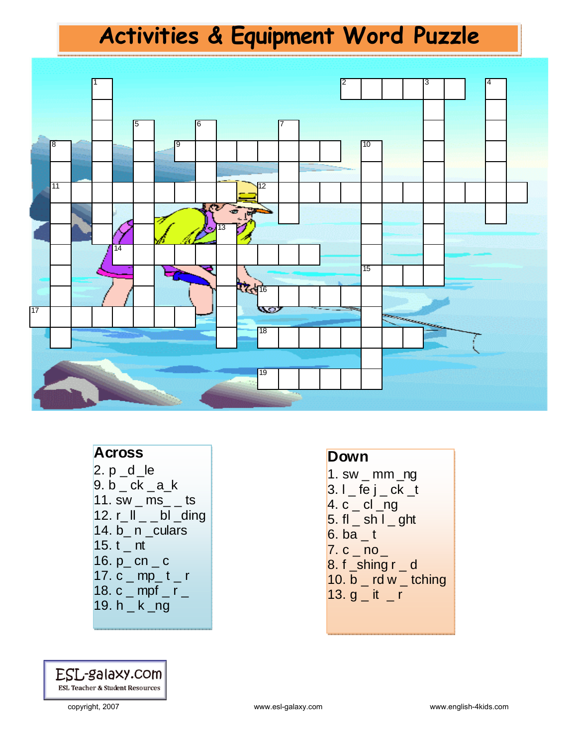# Activities & Equipment Word Puzzle

## Across

2. p _d_le
9. b _ ck _a_k
11. sw _ ms_ _ ts
12. r_ll _ _bl _ding
14. b_ n _culars
15. t _ nt
16. p_ cn _ c
17. c _ mp_ t _ r
18. c _ mpf _ r _
19. h _ k _ng

## Down

1. sw _ mm _ng
3. l _ fe j _ ck _t
4. c _ cl _ng
5. fl _ sh l _ ght
6. ba _ t
7. c _ no _
8. f _shing r _ d
10. b _ rd w _ tching
13. g _ it _ r

ESL-galaxy.com
ESL Teacher & Student Resources

copyright, 2007 www.esl-galaxy.com www.english-4kids.com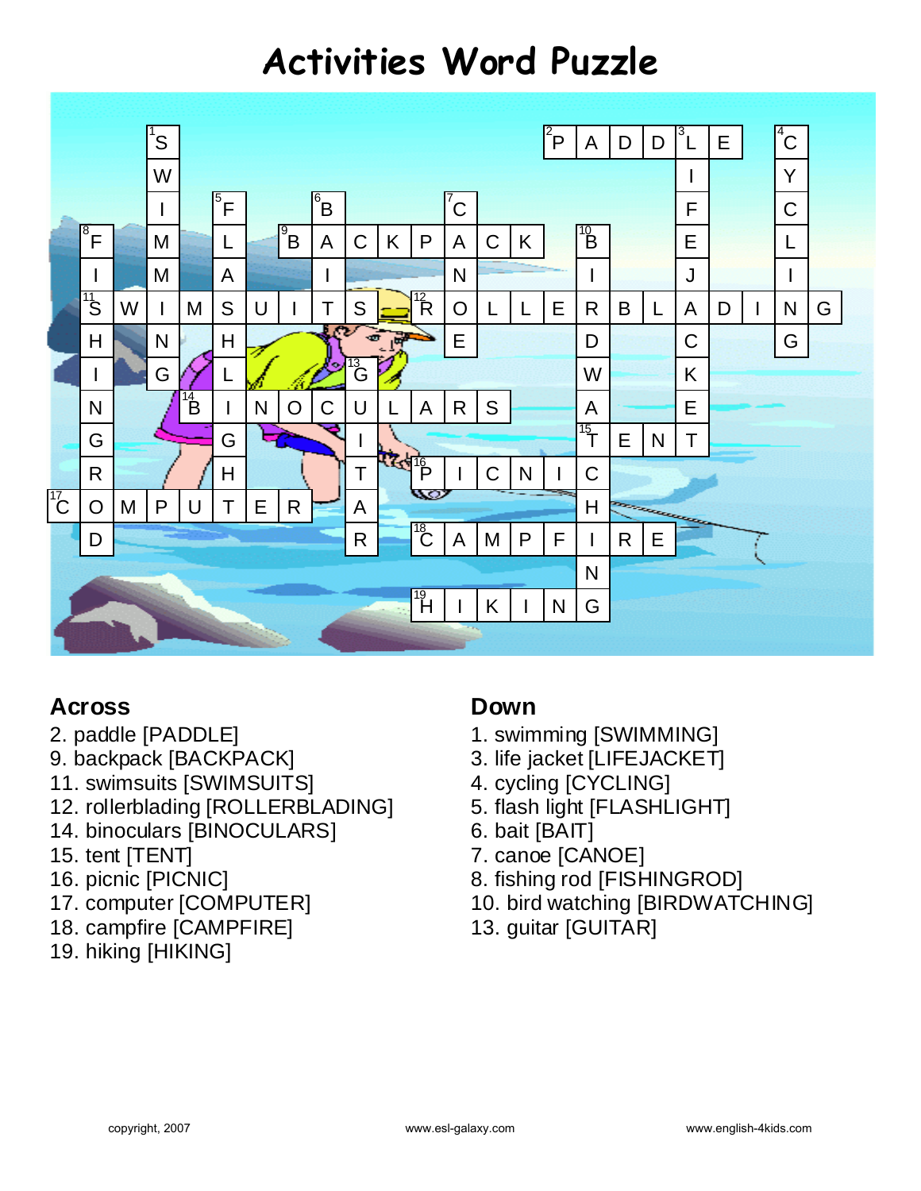# Activities Word Puzzle

## Across

2. paddle [PADDLE]
9. backpack [BACKPACK]
11. swimsuits [SWIMSUITS]
12. rollerblading [ROLLERBLADING]
14. binoculars [BINOCULARS]
15. tent [TENT]
16. picnic [PICNIC]
17. computer [COMPUTER]
18. campfire [CAMPFIRE]
19. hiking [HIKING]

## Down

1. swimming [SWIMMING]
3. life jacket [LIFEJACKET]
4. cycling [CYCLING]
5. flash light [FLASHLIGHT]
6. bait [BAIT]
7. canoe [CANOE]
8. fishing rod [FISHINGROD]
10. bird watching [BIRDWATCHING]
13. guitar [GUITAR]

copyright, 2007 www.esl-galaxy.com www.english-4kids.com